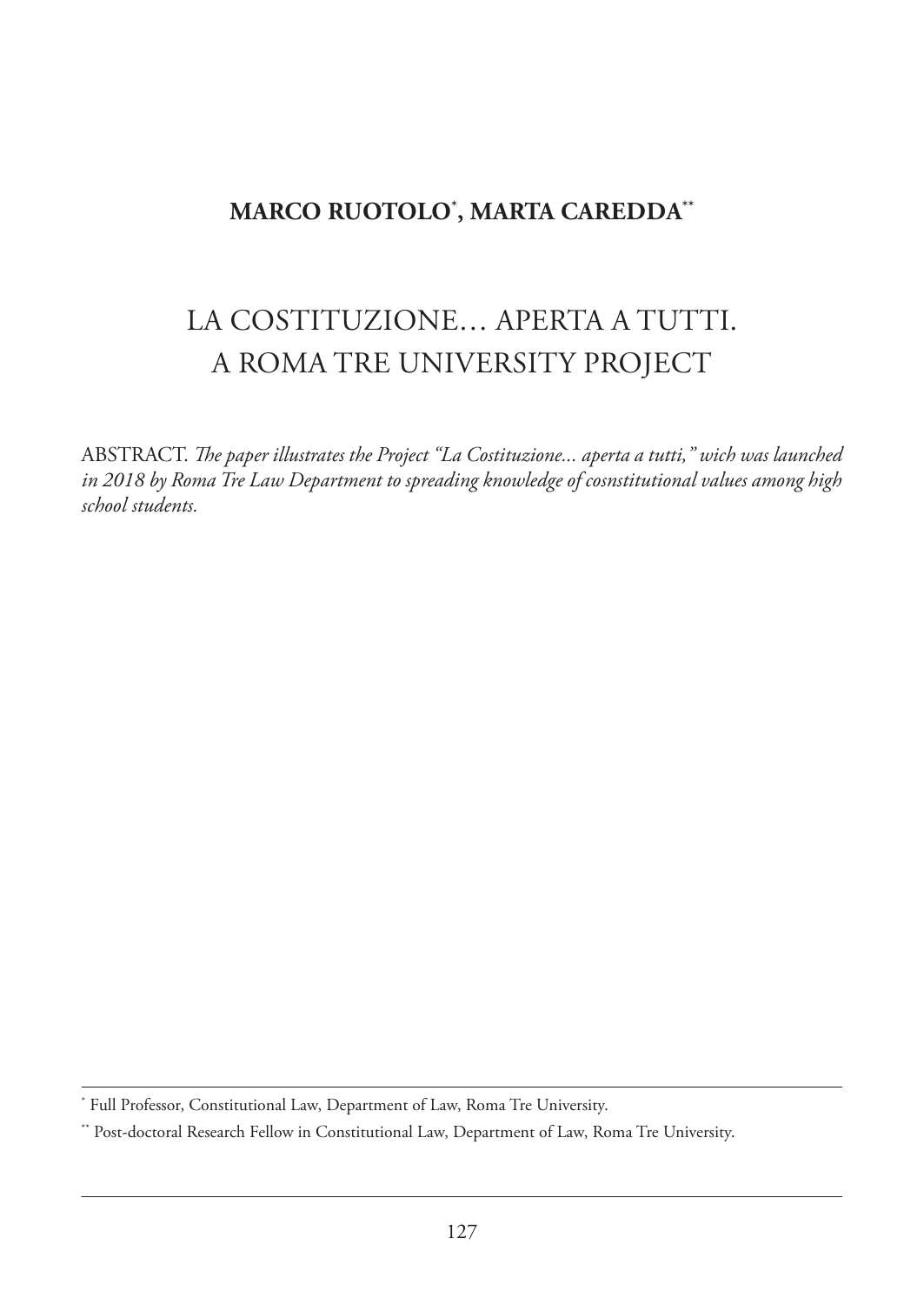**MARCO RUOTOLO[*], MARTA CAREDDA[**]**

# LA COSTITUZIONE… APERTA A TUTTI. A ROMA TRE UNIVERSITY PROJECT

ABSTRACT. *The paper illustrates the Project "La Costituzione... aperta a tutti," wich was launched in 2018 by Roma Tre Law Department to spreading knowledge of cosnstitutional values among high school students.*

---

[*] Full Professor, Constitutional Law, Department of Law, Roma Tre University.

[**] Post-doctoral Research Fellow in Constitutional Law, Department of Law, Roma Tre University.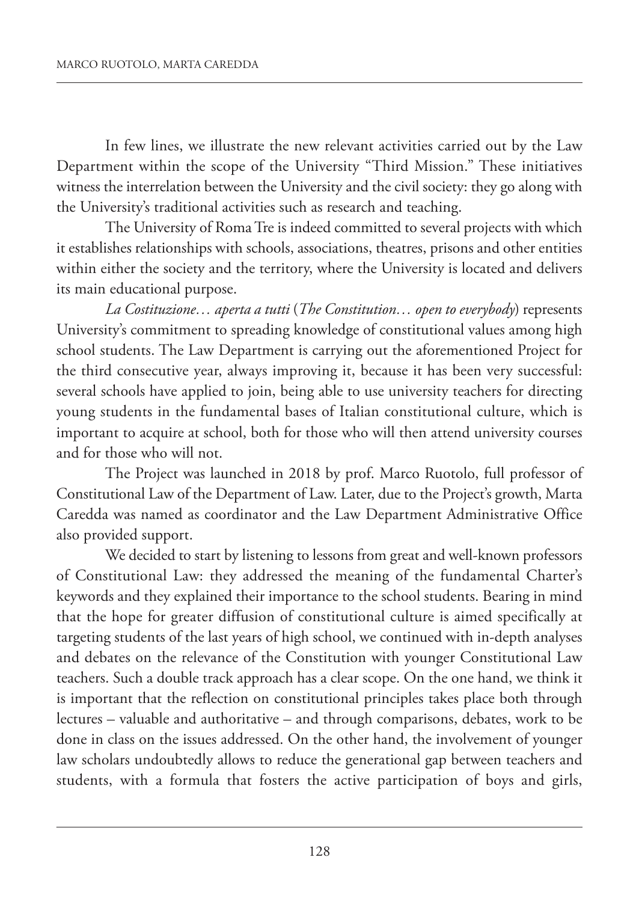In few lines, we illustrate the new relevant activities carried out by the Law Department within the scope of the University "Third Mission." These initiatives witness the interrelation between the University and the civil society: they go along with the University's traditional activities such as research and teaching.

The University of Roma Tre is indeed committed to several projects with which it establishes relationships with schools, associations, theatres, prisons and other entities within either the society and the territory, where the University is located and delivers its main educational purpose.

*La Costituzione… aperta a tutti* (*The Constitution… open to everybody*) represents University's commitment to spreading knowledge of constitutional values among high school students. The Law Department is carrying out the aforementioned Project for the third consecutive year, always improving it, because it has been very successful: several schools have applied to join, being able to use university teachers for directing young students in the fundamental bases of Italian constitutional culture, which is important to acquire at school, both for those who will then attend university courses and for those who will not.

The Project was launched in 2018 by prof. Marco Ruotolo, full professor of Constitutional Law of the Department of Law. Later, due to the Project's growth, Marta Caredda was named as coordinator and the Law Department Administrative Office also provided support.

We decided to start by listening to lessons from great and well-known professors of Constitutional Law: they addressed the meaning of the fundamental Charter's keywords and they explained their importance to the school students. Bearing in mind that the hope for greater diffusion of constitutional culture is aimed specifically at targeting students of the last years of high school, we continued with in-depth analyses and debates on the relevance of the Constitution with younger Constitutional Law teachers. Such a double track approach has a clear scope. On the one hand, we think it is important that the reflection on constitutional principles takes place both through lectures – valuable and authoritative – and through comparisons, debates, work to be done in class on the issues addressed. On the other hand, the involvement of younger law scholars undoubtedly allows to reduce the generational gap between teachers and students, with a formula that fosters the active participation of boys and girls,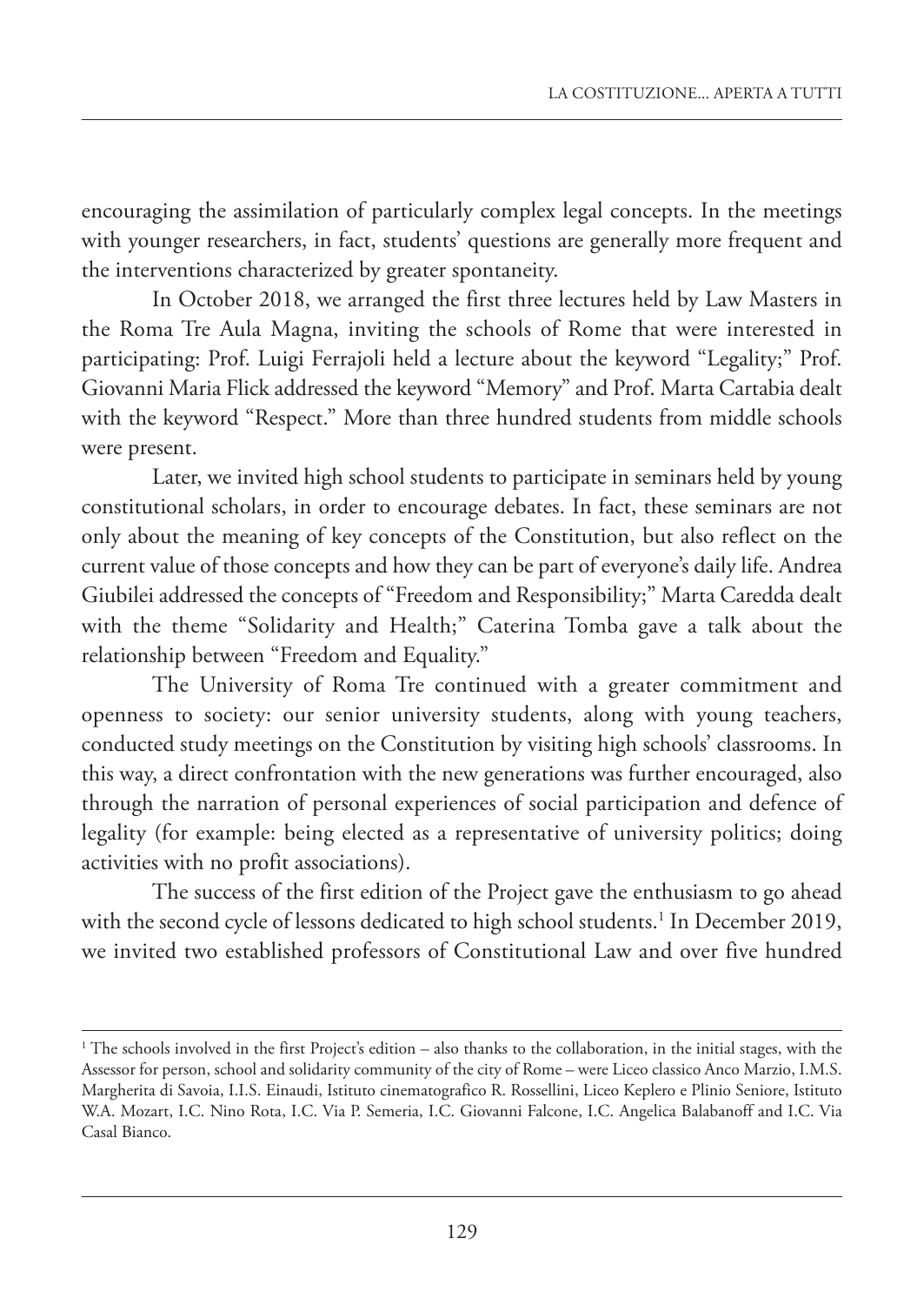encouraging the assimilation of particularly complex legal concepts. In the meetings with younger researchers, in fact, students' questions are generally more frequent and the interventions characterized by greater spontaneity.

In October 2018, we arranged the first three lectures held by Law Masters in the Roma Tre Aula Magna, inviting the schools of Rome that were interested in participating: Prof. Luigi Ferrajoli held a lecture about the keyword "Legality;" Prof. Giovanni Maria Flick addressed the keyword "Memory" and Prof. Marta Cartabia dealt with the keyword "Respect." More than three hundred students from middle schools were present.

Later, we invited high school students to participate in seminars held by young constitutional scholars, in order to encourage debates. In fact, these seminars are not only about the meaning of key concepts of the Constitution, but also reflect on the current value of those concepts and how they can be part of everyone's daily life. Andrea Giubilei addressed the concepts of "Freedom and Responsibility;" Marta Caredda dealt with the theme "Solidarity and Health;" Caterina Tomba gave a talk about the relationship between "Freedom and Equality."

The University of Roma Tre continued with a greater commitment and openness to society: our senior university students, along with young teachers, conducted study meetings on the Constitution by visiting high schools' classrooms. In this way, a direct confrontation with the new generations was further encouraged, also through the narration of personal experiences of social participation and defence of legality (for example: being elected as a representative of university politics; doing activities with no profit associations).

The success of the first edition of the Project gave the enthusiasm to go ahead with the second cycle of lessons dedicated to high school students.[1] In December 2019, we invited two established professors of Constitutional Law and over five hundred

[1] The schools involved in the first Project's edition – also thanks to the collaboration, in the initial stages, with the Assessor for person, school and solidarity community of the city of Rome – were Liceo classico Anco Marzio, I.M.S. Margherita di Savoia, I.I.S. Einaudi, Istituto cinematografico R. Rossellini, Liceo Keplero e Plinio Seniore, Istituto W.A. Mozart, I.C. Nino Rota, I.C. Via P. Semeria, I.C. Giovanni Falcone, I.C. Angelica Balabanoff and I.C. Via Casal Bianco.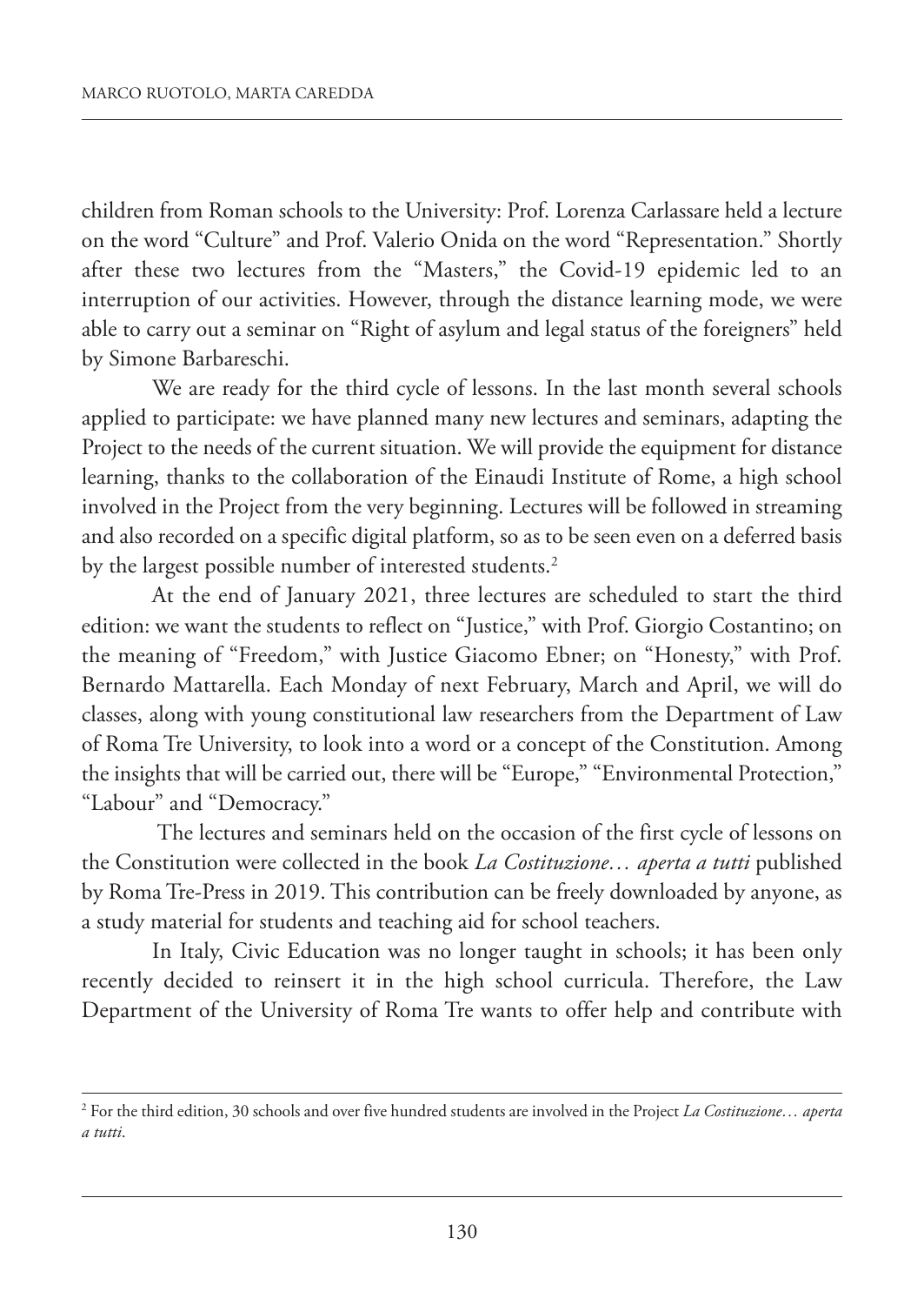children from Roman schools to the University: Prof. Lorenza Carlassare held a lecture on the word "Culture" and Prof. Valerio Onida on the word "Representation." Shortly after these two lectures from the "Masters," the Covid-19 epidemic led to an interruption of our activities. However, through the distance learning mode, we were able to carry out a seminar on "Right of asylum and legal status of the foreigners" held by Simone Barbareschi.

We are ready for the third cycle of lessons. In the last month several schools applied to participate: we have planned many new lectures and seminars, adapting the Project to the needs of the current situation. We will provide the equipment for distance learning, thanks to the collaboration of the Einaudi Institute of Rome, a high school involved in the Project from the very beginning. Lectures will be followed in streaming and also recorded on a specific digital platform, so as to be seen even on a deferred basis by the largest possible number of interested students.[2]

At the end of January 2021, three lectures are scheduled to start the third edition: we want the students to reflect on "Justice," with Prof. Giorgio Costantino; on the meaning of "Freedom," with Justice Giacomo Ebner; on "Honesty," with Prof. Bernardo Mattarella. Each Monday of next February, March and April, we will do classes, along with young constitutional law researchers from the Department of Law of Roma Tre University, to look into a word or a concept of the Constitution. Among the insights that will be carried out, there will be "Europe," "Environmental Protection," "Labour" and "Democracy."

The lectures and seminars held on the occasion of the first cycle of lessons on the Constitution were collected in the book *La Costituzione… aperta a tutti* published by Roma Tre-Press in 2019. This contribution can be freely downloaded by anyone, as a study material for students and teaching aid for school teachers.

In Italy, Civic Education was no longer taught in schools; it has been only recently decided to reinsert it in the high school curricula. Therefore, the Law Department of the University of Roma Tre wants to offer help and contribute with

[2] For the third edition, 30 schools and over five hundred students are involved in the Project *La Costituzione… aperta a tutti*.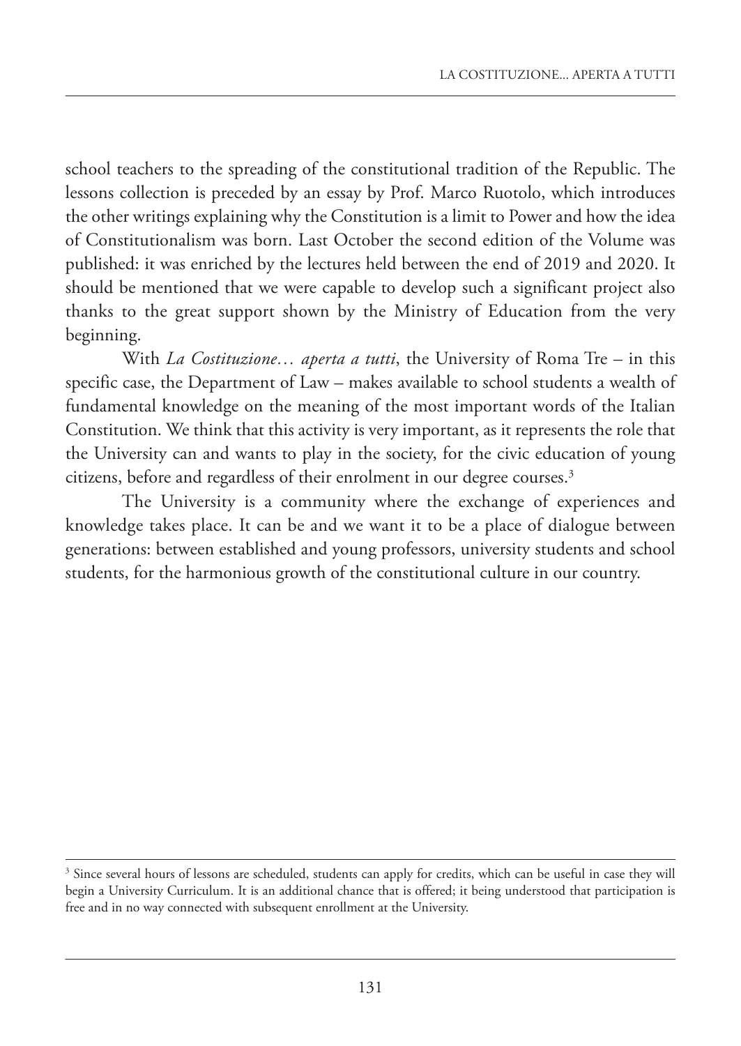school teachers to the spreading of the constitutional tradition of the Republic. The lessons collection is preceded by an essay by Prof. Marco Ruotolo, which introduces the other writings explaining why the Constitution is a limit to Power and how the idea of Constitutionalism was born. Last October the second edition of the Volume was published: it was enriched by the lectures held between the end of 2019 and 2020. It should be mentioned that we were capable to develop such a significant project also thanks to the great support shown by the Ministry of Education from the very beginning.

With *La Costituzione… aperta a tutti*, the University of Roma Tre – in this specific case, the Department of Law – makes available to school students a wealth of fundamental knowledge on the meaning of the most important words of the Italian Constitution. We think that this activity is very important, as it represents the role that the University can and wants to play in the society, for the civic education of young citizens, before and regardless of their enrolment in our degree courses.[3]

The University is a community where the exchange of experiences and knowledge takes place. It can be and we want it to be a place of dialogue between generations: between established and young professors, university students and school students, for the harmonious growth of the constitutional culture in our country.

---

[3] Since several hours of lessons are scheduled, students can apply for credits, which can be useful in case they will begin a University Curriculum. It is an additional chance that is offered; it being understood that participation is free and in no way connected with subsequent enrollment at the University.